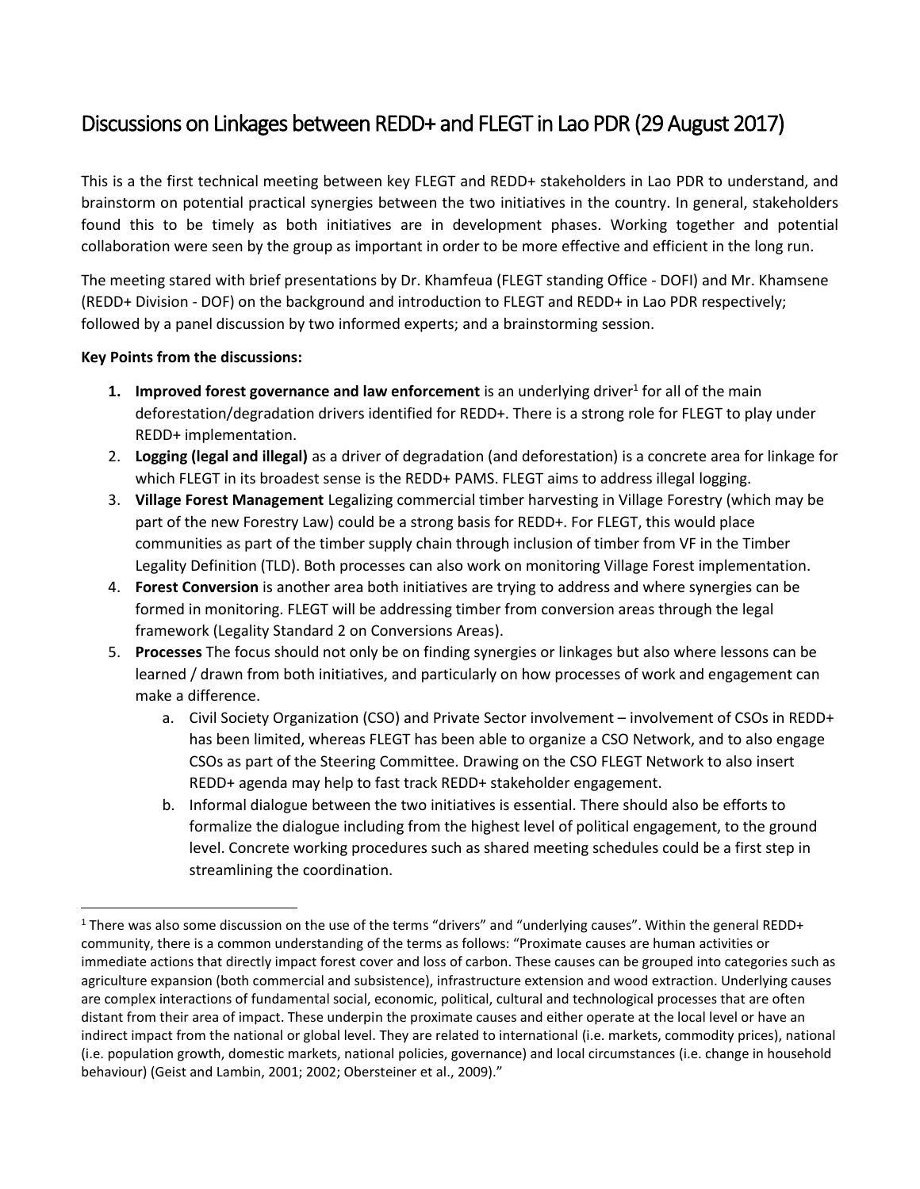# Discussions on Linkages between REDD+ and FLEGT in Lao PDR (29 August 2017)

This is a the first technical meeting between key FLEGT and REDD+ stakeholders in Lao PDR to understand, and brainstorm on potential practical synergies between the two initiatives in the country. In general, stakeholders found this to be timely as both initiatives are in development phases. Working together and potential collaboration were seen by the group as important in order to be more effective and efficient in the long run.

The meeting stared with brief presentations by Dr. Khamfeua (FLEGT standing Office - DOFI) and Mr. Khamsene (REDD+ Division - DOF) on the background and introduction to FLEGT and REDD+ in Lao PDR respectively; followed by a panel discussion by two informed experts; and a brainstorming session.

**Key Points from the discussions:**

1. **Improved forest governance and law enforcement** is an underlying driver[1] for all of the main deforestation/degradation drivers identified for REDD+. There is a strong role for FLEGT to play under REDD+ implementation.
2. **Logging (legal and illegal)** as a driver of degradation (and deforestation) is a concrete area for linkage for which FLEGT in its broadest sense is the REDD+ PAMS. FLEGT aims to address illegal logging.
3. **Village Forest Management** Legalizing commercial timber harvesting in Village Forestry (which may be part of the new Forestry Law) could be a strong basis for REDD+. For FLEGT, this would place communities as part of the timber supply chain through inclusion of timber from VF in the Timber Legality Definition (TLD). Both processes can also work on monitoring Village Forest implementation.
4. **Forest Conversion** is another area both initiatives are trying to address and where synergies can be formed in monitoring. FLEGT will be addressing timber from conversion areas through the legal framework (Legality Standard 2 on Conversions Areas).
5. **Processes** The focus should not only be on finding synergies or linkages but also where lessons can be learned / drawn from both initiatives, and particularly on how processes of work and engagement can make a difference.
    a. Civil Society Organization (CSO) and Private Sector involvement – involvement of CSOs in REDD+ has been limited, whereas FLEGT has been able to organize a CSO Network, and to also engage CSOs as part of the Steering Committee. Drawing on the CSO FLEGT Network to also insert REDD+ agenda may help to fast track REDD+ stakeholder engagement.
    b. Informal dialogue between the two initiatives is essential. There should also be efforts to formalize the dialogue including from the highest level of political engagement, to the ground level. Concrete working procedures such as shared meeting schedules could be a first step in streamlining the coordination.

---

[1] There was also some discussion on the use of the terms "drivers" and "underlying causes". Within the general REDD+ community, there is a common understanding of the terms as follows: "Proximate causes are human activities or immediate actions that directly impact forest cover and loss of carbon. These causes can be grouped into categories such as agriculture expansion (both commercial and subsistence), infrastructure extension and wood extraction. Underlying causes are complex interactions of fundamental social, economic, political, cultural and technological processes that are often distant from their area of impact. These underpin the proximate causes and either operate at the local level or have an indirect impact from the national or global level. They are related to international (i.e. markets, commodity prices), national (i.e. population growth, domestic markets, national policies, governance) and local circumstances (i.e. change in household behaviour) (Geist and Lambin, 2001; 2002; Obersteiner et al., 2009)."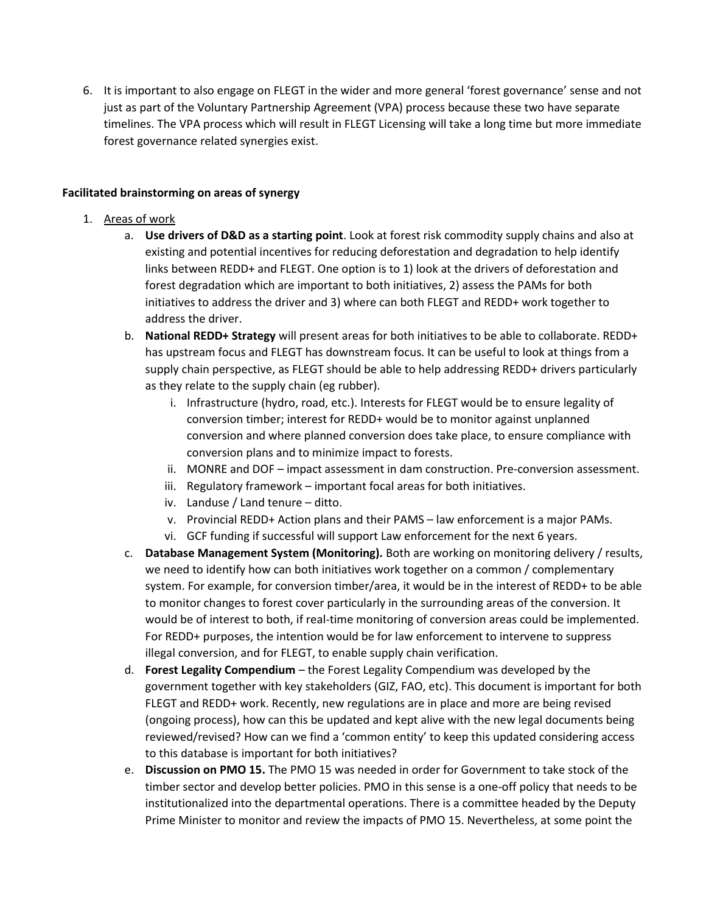6. It is important to also engage on FLEGT in the wider and more general 'forest governance' sense and not just as part of the Voluntary Partnership Agreement (VPA) process because these two have separate timelines. The VPA process which will result in FLEGT Licensing will take a long time but more immediate forest governance related synergies exist.

**Facilitated brainstorming on areas of synergy**

1. Areas of work
   a. **Use drivers of D&D as a starting point**. Look at forest risk commodity supply chains and also at existing and potential incentives for reducing deforestation and degradation to help identify links between REDD+ and FLEGT. One option is to 1) look at the drivers of deforestation and forest degradation which are important to both initiatives, 2) assess the PAMs for both initiatives to address the driver and 3) where can both FLEGT and REDD+ work together to address the driver.
   b. **National REDD+ Strategy** will present areas for both initiatives to be able to collaborate. REDD+ has upstream focus and FLEGT has downstream focus. It can be useful to look at things from a supply chain perspective, as FLEGT should be able to help addressing REDD+ drivers particularly as they relate to the supply chain (eg rubber).
      i. Infrastructure (hydro, road, etc.). Interests for FLEGT would be to ensure legality of conversion timber; interest for REDD+ would be to monitor against unplanned conversion and where planned conversion does take place, to ensure compliance with conversion plans and to minimize impact to forests.
      ii. MONRE and DOF – impact assessment in dam construction. Pre-conversion assessment.
      iii. Regulatory framework – important focal areas for both initiatives.
      iv. Landuse / Land tenure – ditto.
      v. Provincial REDD+ Action plans and their PAMS – law enforcement is a major PAMs.
      vi. GCF funding if successful will support Law enforcement for the next 6 years.
   c. **Database Management System (Monitoring).** Both are working on monitoring delivery / results, we need to identify how can both initiatives work together on a common / complementary system. For example, for conversion timber/area, it would be in the interest of REDD+ to be able to monitor changes to forest cover particularly in the surrounding areas of the conversion. It would be of interest to both, if real-time monitoring of conversion areas could be implemented. For REDD+ purposes, the intention would be for law enforcement to intervene to suppress illegal conversion, and for FLEGT, to enable supply chain verification.
   d. **Forest Legality Compendium** – the Forest Legality Compendium was developed by the government together with key stakeholders (GIZ, FAO, etc). This document is important for both FLEGT and REDD+ work. Recently, new regulations are in place and more are being revised (ongoing process), how can this be updated and kept alive with the new legal documents being reviewed/revised? How can we find a 'common entity' to keep this updated considering access to this database is important for both initiatives?
   e. **Discussion on PMO 15.** The PMO 15 was needed in order for Government to take stock of the timber sector and develop better policies. PMO in this sense is a one-off policy that needs to be institutionalized into the departmental operations. There is a committee headed by the Deputy Prime Minister to monitor and review the impacts of PMO 15. Nevertheless, at some point the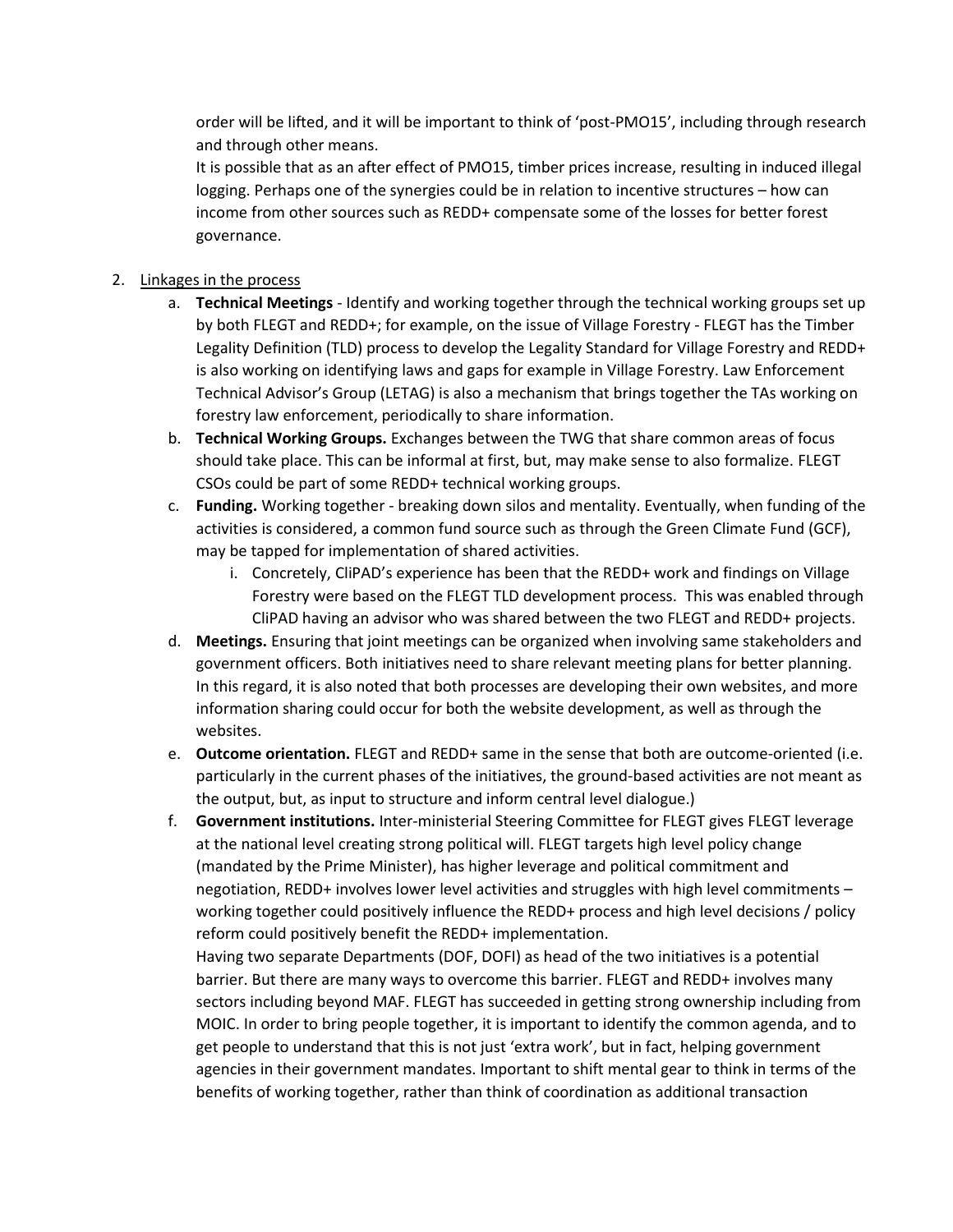order will be lifted, and it will be important to think of 'post-PMO15', including through research and through other means.

It is possible that as an after effect of PMO15, timber prices increase, resulting in induced illegal logging. Perhaps one of the synergies could be in relation to incentive structures – how can income from other sources such as REDD+ compensate some of the losses for better forest governance.

2. Linkages in the process
   a. **Technical Meetings** - Identify and working together through the technical working groups set up by both FLEGT and REDD+; for example, on the issue of Village Forestry - FLEGT has the Timber Legality Definition (TLD) process to develop the Legality Standard for Village Forestry and REDD+ is also working on identifying laws and gaps for example in Village Forestry. Law Enforcement Technical Advisor's Group (LETAG) is also a mechanism that brings together the TAs working on forestry law enforcement, periodically to share information.
   b. **Technical Working Groups.** Exchanges between the TWG that share common areas of focus should take place. This can be informal at first, but, may make sense to also formalize. FLEGT CSOs could be part of some REDD+ technical working groups.
   c. **Funding.** Working together - breaking down silos and mentality. Eventually, when funding of the activities is considered, a common fund source such as through the Green Climate Fund (GCF), may be tapped for implementation of shared activities.
      i. Concretely, CliPAD's experience has been that the REDD+ work and findings on Village Forestry were based on the FLEGT TLD development process. This was enabled through CliPAD having an advisor who was shared between the two FLEGT and REDD+ projects.
   d. **Meetings.** Ensuring that joint meetings can be organized when involving same stakeholders and government officers. Both initiatives need to share relevant meeting plans for better planning. In this regard, it is also noted that both processes are developing their own websites, and more information sharing could occur for both the website development, as well as through the websites.
   e. **Outcome orientation.** FLEGT and REDD+ same in the sense that both are outcome-oriented (i.e. particularly in the current phases of the initiatives, the ground-based activities are not meant as the output, but, as input to structure and inform central level dialogue.)
   f. **Government institutions.** Inter-ministerial Steering Committee for FLEGT gives FLEGT leverage at the national level creating strong political will. FLEGT targets high level policy change (mandated by the Prime Minister), has higher leverage and political commitment and negotiation, REDD+ involves lower level activities and struggles with high level commitments – working together could positively influence the REDD+ process and high level decisions / policy reform could positively benefit the REDD+ implementation.

      Having two separate Departments (DOF, DOFI) as head of the two initiatives is a potential barrier. But there are many ways to overcome this barrier. FLEGT and REDD+ involves many sectors including beyond MAF. FLEGT has succeeded in getting strong ownership including from MOIC. In order to bring people together, it is important to identify the common agenda, and to get people to understand that this is not just 'extra work', but in fact, helping government agencies in their government mandates. Important to shift mental gear to think in terms of the benefits of working together, rather than think of coordination as additional transaction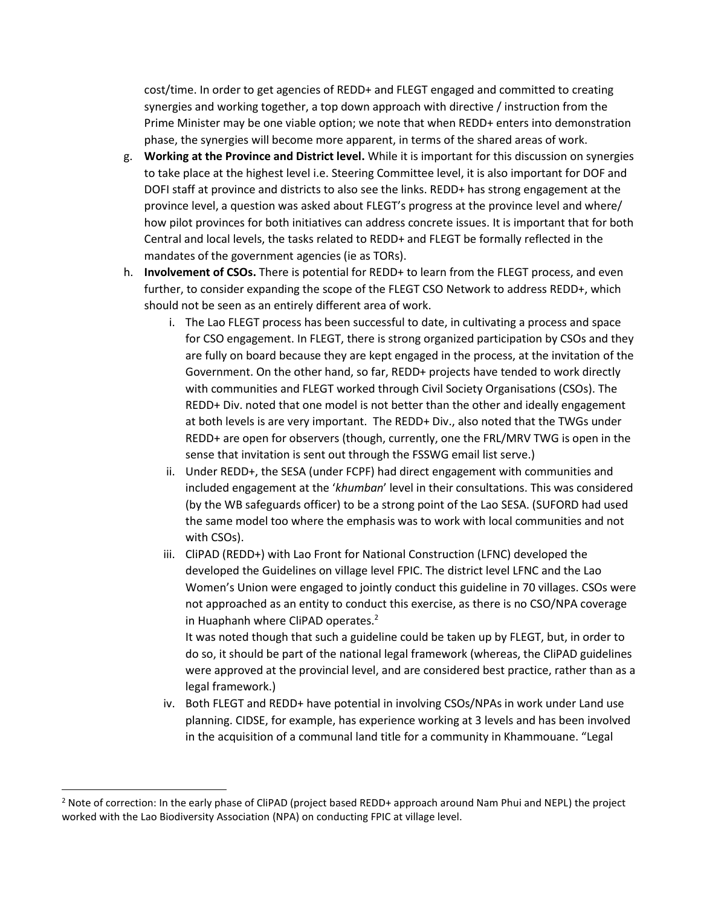cost/time. In order to get agencies of REDD+ and FLEGT engaged and committed to creating synergies and working together, a top down approach with directive / instruction from the Prime Minister may be one viable option; we note that when REDD+ enters into demonstration phase, the synergies will become more apparent, in terms of the shared areas of work.

g. **Working at the Province and District level.** While it is important for this discussion on synergies to take place at the highest level i.e. Steering Committee level, it is also important for DOF and DOFI staff at province and districts to also see the links. REDD+ has strong engagement at the province level, a question was asked about FLEGT's progress at the province level and where/ how pilot provinces for both initiatives can address concrete issues. It is important that for both Central and local levels, the tasks related to REDD+ and FLEGT be formally reflected in the mandates of the government agencies (ie as TORs).

h. **Involvement of CSOs.** There is potential for REDD+ to learn from the FLEGT process, and even further, to consider expanding the scope of the FLEGT CSO Network to address REDD+, which should not be seen as an entirely different area of work.

   i. The Lao FLEGT process has been successful to date, in cultivating a process and space for CSO engagement. In FLEGT, there is strong organized participation by CSOs and they are fully on board because they are kept engaged in the process, at the invitation of the Government. On the other hand, so far, REDD+ projects have tended to work directly with communities and FLEGT worked through Civil Society Organisations (CSOs). The REDD+ Div. noted that one model is not better than the other and ideally engagement at both levels is are very important. The REDD+ Div., also noted that the TWGs under REDD+ are open for observers (though, currently, one the FRL/MRV TWG is open in the sense that invitation is sent out through the FSSWG email list serve.)

   ii. Under REDD+, the SESA (under FCPF) had direct engagement with communities and included engagement at the '*khumban*' level in their consultations. This was considered (by the WB safeguards officer) to be a strong point of the Lao SESA. (SUFORD had used the same model too where the emphasis was to work with local communities and not with CSOs).

   iii. CliPAD (REDD+) with Lao Front for National Construction (LFNC) developed the developed the Guidelines on village level FPIC. The district level LFNC and the Lao Women's Union were engaged to jointly conduct this guideline in 70 villages. CSOs were not approached as an entity to conduct this exercise, as there is no CSO/NPA coverage in Huaphanh where CliPAD operates.[2]

   It was noted though that such a guideline could be taken up by FLEGT, but, in order to do so, it should be part of the national legal framework (whereas, the CliPAD guidelines were approved at the provincial level, and are considered best practice, rather than as a legal framework.)

   iv. Both FLEGT and REDD+ have potential in involving CSOs/NPAs in work under Land use planning. CIDSE, for example, has experience working at 3 levels and has been involved in the acquisition of a communal land title for a community in Khammouane. "Legal

[2] Note of correction: In the early phase of CliPAD (project based REDD+ approach around Nam Phui and NEPL) the project worked with the Lao Biodiversity Association (NPA) on conducting FPIC at village level.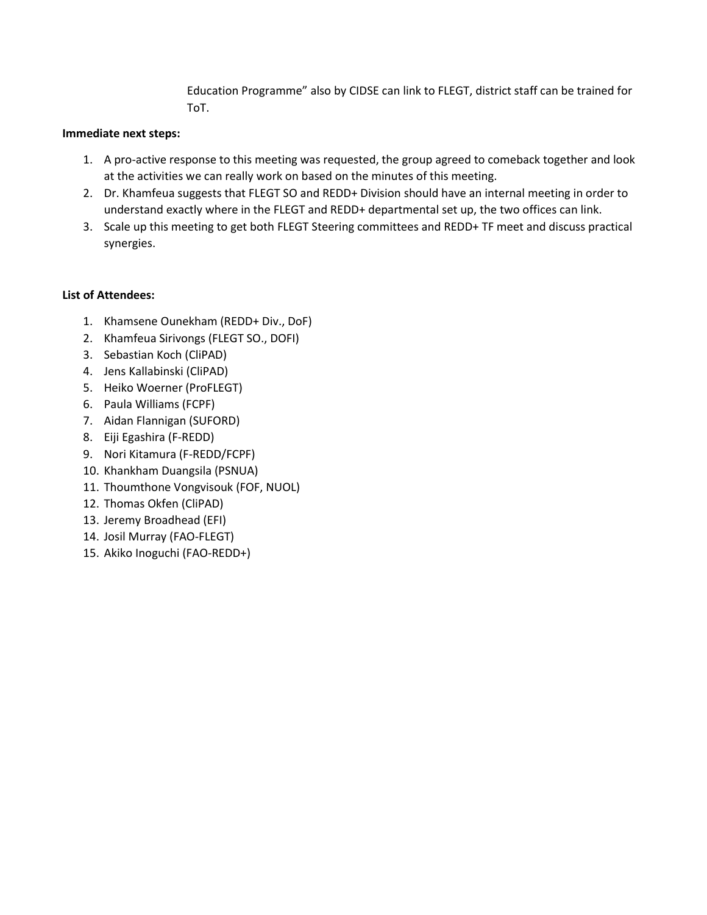Education Programme" also by CIDSE can link to FLEGT, district staff can be trained for ToT.

**Immediate next steps:**

1. A pro-active response to this meeting was requested, the group agreed to comeback together and look at the activities we can really work on based on the minutes of this meeting.
2. Dr. Khamfeua suggests that FLEGT SO and REDD+ Division should have an internal meeting in order to understand exactly where in the FLEGT and REDD+ departmental set up, the two offices can link.
3. Scale up this meeting to get both FLEGT Steering committees and REDD+ TF meet and discuss practical synergies.

**List of Attendees:**

1. Khamsene Ounekham (REDD+ Div., DoF)
2. Khamfeua Sirivongs (FLEGT SO., DOFI)
3. Sebastian Koch (CliPAD)
4. Jens Kallabinski (CliPAD)
5. Heiko Woerner (ProFLEGT)
6. Paula Williams (FCPF)
7. Aidan Flannigan (SUFORD)
8. Eiji Egashira (F-REDD)
9. Nori Kitamura (F-REDD/FCPF)
10. Khankham Duangsila (PSNUA)
11. Thoumthone Vongvisouk (FOF, NUOL)
12. Thomas Okfen (CliPAD)
13. Jeremy Broadhead (EFI)
14. Josil Murray (FAO-FLEGT)
15. Akiko Inoguchi (FAO-REDD+)